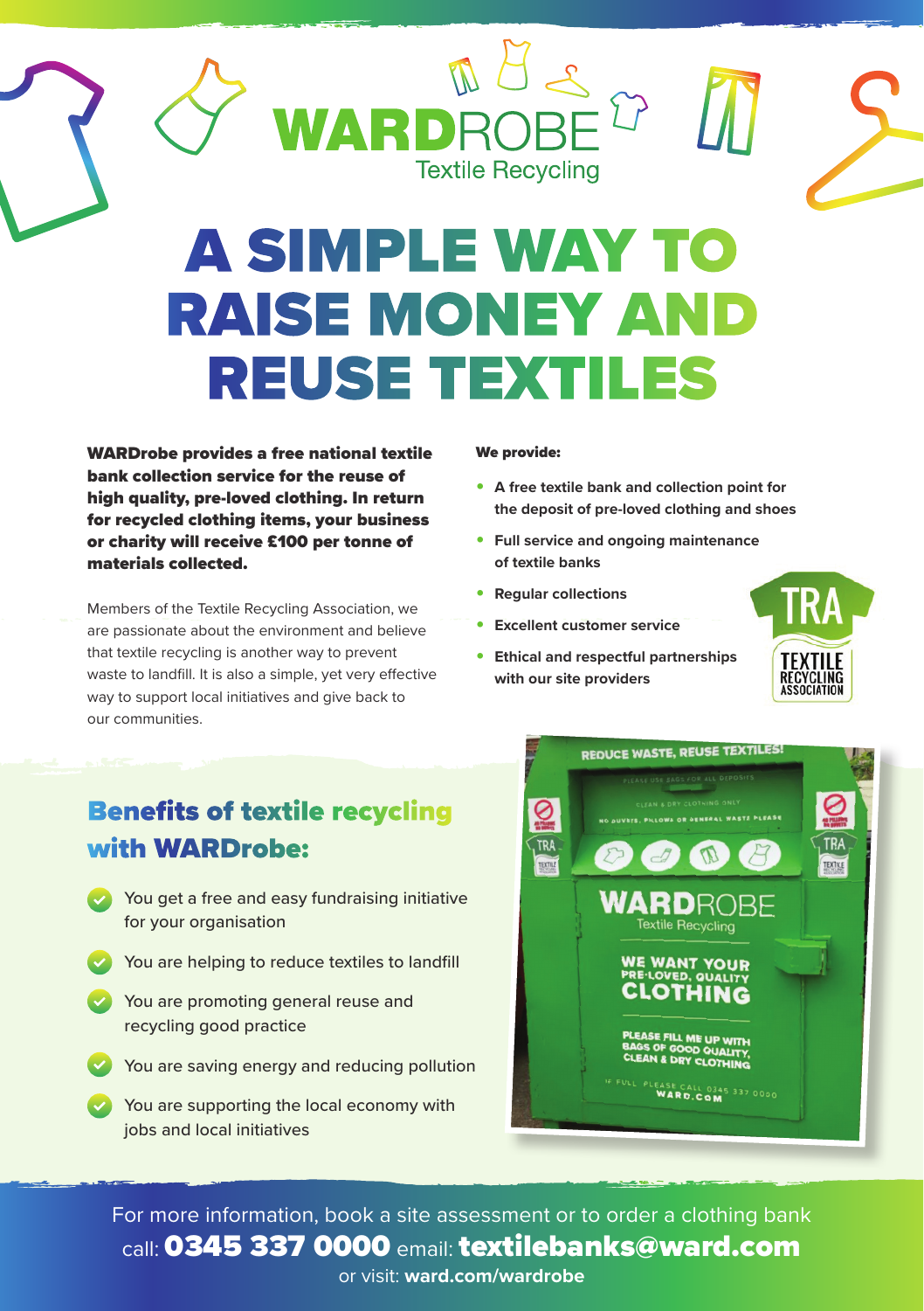# WARDROBE
Textile Recycling

# A SIMPLE WAY TO RAISE MONEY AND REUSE TEXTILES

**WARDrobe provides a free national textile bank collection service for the reuse of high quality, pre-loved clothing. In return for recycled clothing items, your business or charity will receive £100 per tonne of materials collected.**

Members of the Textile Recycling Association, we are passionate about the environment and believe that textile recycling is another way to prevent waste to landfill. It is also a simple, yet very effective way to support local initiatives and give back to our communities.

**We provide:**

- **A free textile bank and collection point for the deposit of pre-loved clothing and shoes**
- **Full service and ongoing maintenance of textile banks**
- **Regular collections**
- **Excellent customer service**
- **Ethical and respectful partnerships with our site providers**

TRA TEXTILE RECYCLING ASSOCIATION

## Benefits of textile recycling with WARDrobe:

- You get a free and easy fundraising initiative for your organisation
- You are helping to reduce textiles to landfill
- You are promoting general reuse and recycling good practice
- You are saving energy and reducing pollution
- You are supporting the local economy with jobs and local initiatives

For more information, book a site assessment or to order a clothing bank call: **0345 337 0000** email: **textilebanks@ward.com**
or visit: **ward.com/wardrobe**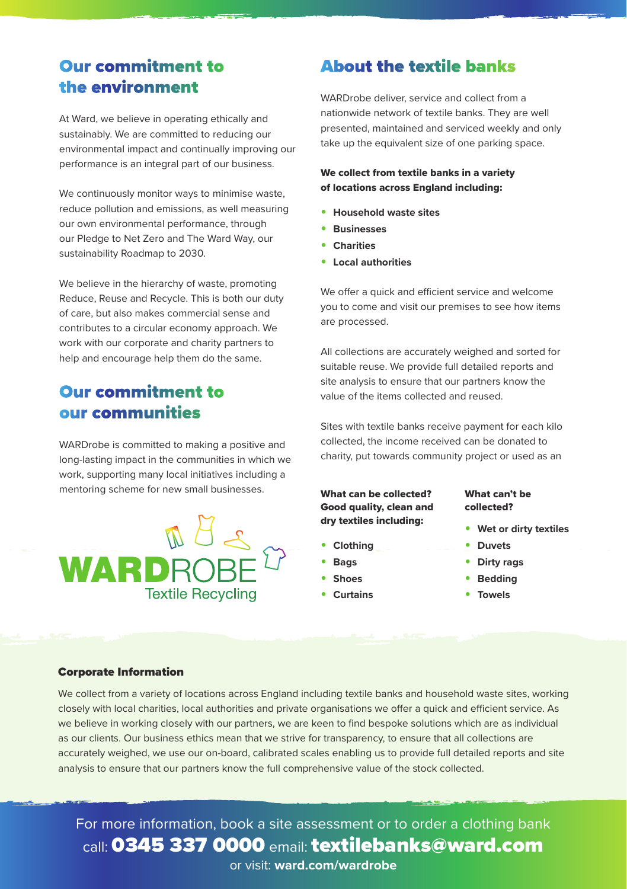## Our commitment to the environment

At Ward, we believe in operating ethically and sustainably. We are committed to reducing our environmental impact and continually improving our performance is an integral part of our business.

We continuously monitor ways to minimise waste, reduce pollution and emissions, as well measuring our own environmental performance, through our Pledge to Net Zero and The Ward Way, our sustainability Roadmap to 2030.

We believe in the hierarchy of waste, promoting Reduce, Reuse and Recycle. This is both our duty of care, but also makes commercial sense and contributes to a circular economy approach. We work with our corporate and charity partners to help and encourage help them do the same.

## Our commitment to our communities

WARDrobe is committed to making a positive and long-lasting impact in the communities in which we work, supporting many local initiatives including a mentoring scheme for new small businesses.

WARDROBE
Textile Recycling

## About the textile banks

WARDrobe deliver, service and collect from a nationwide network of textile banks. They are well presented, maintained and serviced weekly and only take up the equivalent size of one parking space.

**We collect from textile banks in a variety of locations across England including:**

- **Household waste sites**
- **Businesses**
- **Charities**
- **Local authorities**

We offer a quick and efficient service and welcome you to come and visit our premises to see how items are processed.

All collections are accurately weighed and sorted for suitable reuse. We provide full detailed reports and site analysis to ensure that our partners know the value of the items collected and reused.

Sites with textile banks receive payment for each kilo collected, the income received can be donated to charity, put towards community project or used as an

**What can be collected? Good quality, clean and dry textiles including:**

- **Clothing**
- **Bags**
- **Shoes**
- **Curtains**

**What can't be collected?**

- **Wet or dirty textiles**
- **Duvets**
- **Dirty rags**
- **Bedding**
- **Towels**

### Corporate Information

We collect from a variety of locations across England including textile banks and household waste sites, working closely with local charities, local authorities and private organisations we offer a quick and efficient service. As we believe in working closely with our partners, we are keen to find bespoke solutions which are as individual as our clients. Our business ethics mean that we strive for transparency, to ensure that all collections are accurately weighed, we use our on-board, calibrated scales enabling us to provide full detailed reports and site analysis to ensure that our partners know the full comprehensive value of the stock collected.

For more information, book a site assessment or to order a clothing bank
call: **0345 337 0000** email: **textilebanks@ward.com**
or visit: **ward.com/wardrobe**